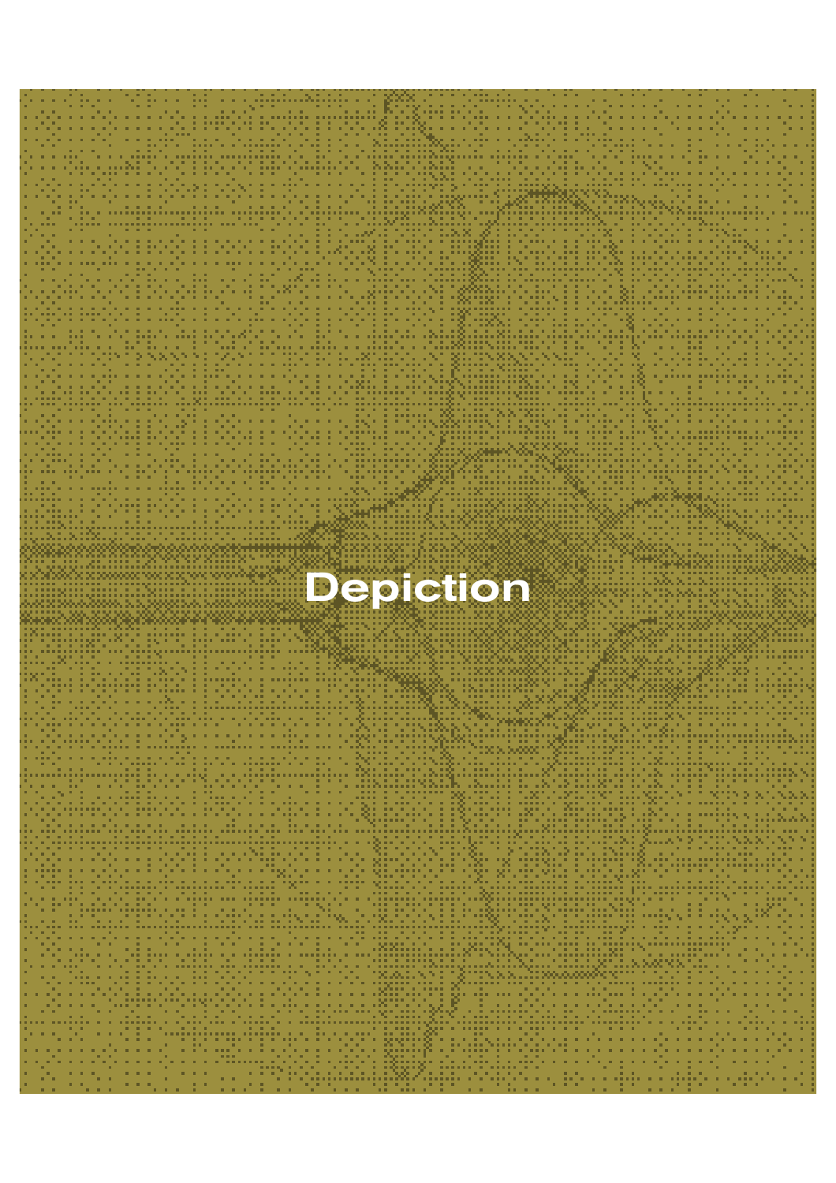# Depiction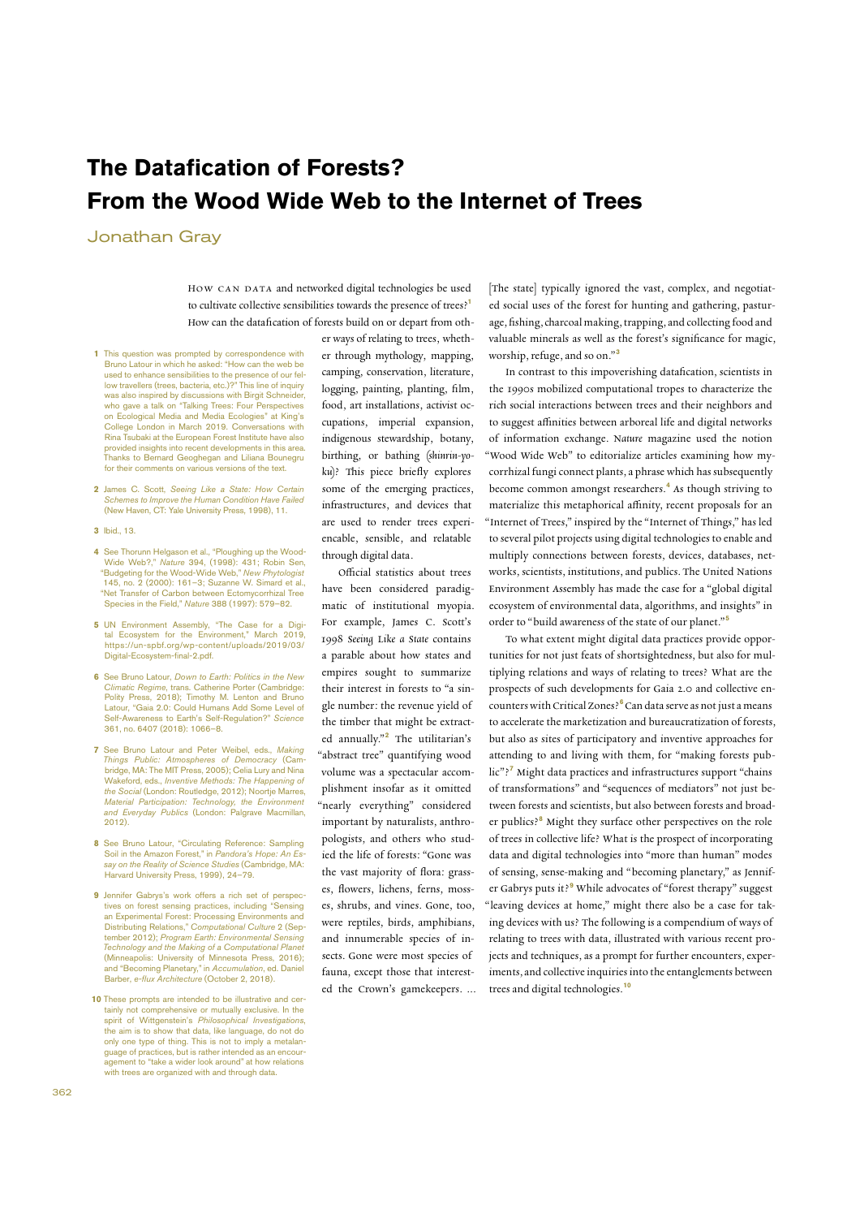# The Datafication of Forests?
# From the Wood Wide Web to the Internet of Trees

Jonathan Gray

HOW CAN DATA and networked digital technologies be used to cultivate collective sensibilities towards the presence of trees?[1] How can the datafication of forests build on or depart from other ways of relating to trees, whether through mythology, mapping, camping, conservation, literature, logging, painting, planting, film, food, art installations, activist occupations, imperial expansion, indigenous stewardship, botany, birthing, or bathing (*shinrin-yoku*)? This piece briefly explores some of the emerging practices, infrastructures, and devices that are used to render trees experiencable, sensible, and relatable through digital data.

Official statistics about trees have been considered paradigmatic of institutional myopia. For example, James C. Scott's 1998 *Seeing Like a State* contains a parable about how states and empires sought to summarize their interest in forests to "a single number: the revenue yield of the timber that might be extracted annually."[2] The utilitarian's "abstract tree" quantifying wood volume was a spectacular accomplishment insofar as it omitted "nearly everything" considered important by naturalists, anthropologists, and others who studied the life of forests: "Gone was the vast majority of flora: grasses, flowers, lichens, ferns, mosses, shrubs, and vines. Gone, too, were reptiles, birds, amphibians, and innumerable species of insects. Gone were most species of fauna, except those that interested the Crown's gamekeepers. … [The state] typically ignored the vast, complex, and negotiated social uses of the forest for hunting and gathering, pasturage, fishing, charcoal making, trapping, and collecting food and valuable minerals as well as the forest's significance for magic, worship, refuge, and so on."[3]

In contrast to this impoverishing datafication, scientists in the 1990s mobilized computational tropes to characterize the rich social interactions between trees and their neighbors and to suggest affinities between arboreal life and digital networks. *Nature* magazine used the notion "Wood Wide Web" to editorialize articles examining how mycorrhizal fungi connect plants, a phrase which has subsequently become common amongst researchers.[4] As though striving to materialize this metaphorical affinity, recent proposals for an "Internet of Trees," inspired by the "Internet of Things," has led to several pilot projects using digital technologies to enable and multiply connections between forests, devices, databases, networks, scientists, institutions, and publics. The United Nations Environment Assembly has made the case for a "global digital ecosystem of environmental data, algorithms, and insights" in order to "build awareness of the state of our planet."[5]

To what extent might digital data practices provide opportunities for not just feats of shortsightedness, but also for multiplying relations and ways of relating to trees? What are the prospects of such developments for Gaia 2.0 and collective encounters with Critical Zones?[6] Can data serve as not just a means to accelerate the marketization and bureaucratization of forests, but also as sites of participatory and inventive approaches for attending to and living with them, for "making forests public"?[7] Might data practices and infrastructures support "chains of transformations" and "sequences of mediators" not just between forests and scientists, but also between forests and broader publics?[8] Might they surface other perspectives on the role of trees in collective life? What is the prospect of incorporating data and digital technologies into "more than human" modes of sensing, sense-making and "becoming planetary," as Jennifer Gabrys puts it?[9] While advocates of "forest therapy" suggest "leaving devices at home," might there also be a case for taking devices with us? The following is a compendium of ways of relating to trees with data, illustrated with various recent projects and techniques, as a prompt for further encounters, experiments, and collective inquiries into the entanglements between trees and digital technologies.[10]

---

1 This question was prompted by correspondence with Bruno Latour in which he asked: "How can the web be used to enhance sensibilities to the presence of our fellow travellers (trees, bacteria, etc.)?" This line of inquiry was also inspired by discussions with Birgit Schneider, who gave a talk on "Talking Trees: Four Perspectives on Ecological Media and Media Ecologies" at King's College London in March 2019. Conversations with Rina Tsubaki at the European Forest Institute have also provided insights into recent developments in this area. Thanks to Bernard Geoghegan and Liliana Bounegru for their comments on various versions of the text.

2 James C. Scott, *Seeing Like a State: How Certain Schemes to Improve the Human Condition Have Failed* (New Haven, CT: Yale University Press, 1998), 11.

3 Ibid., 13.

4 See Thorunn Helgason et al., "Ploughing up the Wood-Wide Web?," *Nature* 394, (1998): 431; Robin Sen, "Budgeting for the Wood-Wide Web," *New Phytologist* 145, no. 2 (2000): 161–3; Suzanne W. Simard et al., "Net Transfer of Carbon between Ectomycorrhizal Tree Species in the Field," *Nature* 388 (1997): 579–82.

5 UN Environment Assembly, "The Case for a Digital Ecosystem for the Environment," March 2019, https://un-spbf.org/wp-content/uploads/2019/03/Digital-Ecosystem-final-2.pdf.

6 See Bruno Latour, *Down to Earth: Politics in the New Climatic Regime*, trans. Catherine Porter (Cambridge: Polity Press, 2018); Timothy M. Lenton and Bruno Latour, "Gaia 2.0: Could Humans Add Some Level of Self-Awareness to Earth's Self-Regulation?" *Science* 361, no. 6407 (2018): 1066–8.

7 See Bruno Latour and Peter Weibel, eds., *Making Things Public: Atmospheres of Democracy* (Cambridge, MA: The MIT Press, 2005); Celia Lury and Nina Wakeford, eds., *Inventive Methods: The Happening of the Social* (London: Routledge, 2012); Noortje Marres, *Material Participation: Technology, the Environment and Everyday Publics* (London: Palgrave Macmillan, 2012).

8 See Bruno Latour, "Circulating Reference: Sampling Soil in the Amazon Forest," in *Pandora's Hope: An Essay on the Reality of Science Studies* (Cambridge, MA: Harvard University Press, 1999), 24–79.

9 Jennifer Gabrys's work offers a rich set of perspectives on forest sensing practices, including "Sensing an Experimental Forest: Processing Environments and Distributing Relations," *Computational Culture* 2 (September 2012); *Program Earth: Environmental Sensing Technology and the Making of a Computational Planet* (Minneapolis: University of Minnesota Press, 2016); and "Becoming Planetary," in *Accumulation*, ed. Daniel Barber, *e-flux Architecture* (October 2, 2018).

10 These prompts are intended to be illustrative and certainly not comprehensive or mutually exclusive. In the spirit of Wittgenstein's *Philosophical Investigations*, the aim is to show that data, like language, do not do only one type of thing. This is not to imply a metalanguage of practices, but is rather intended as an encouragement to "take a wider look around" at how relations with trees are organized with and through data.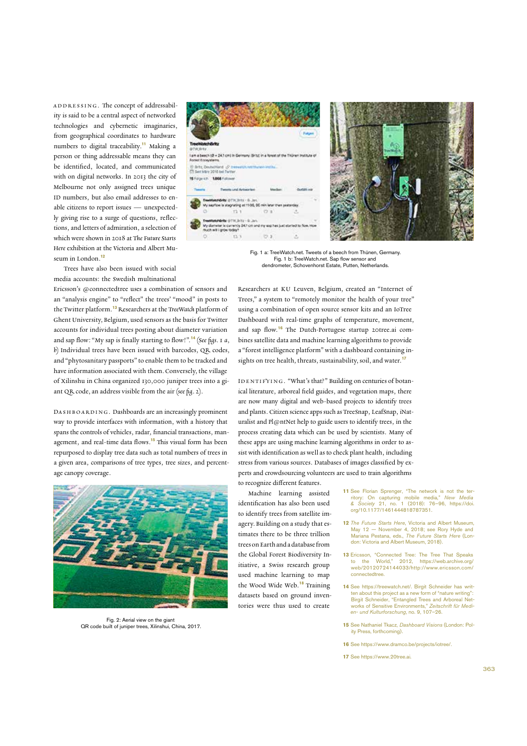ADDRESSING. The concept of addressability is said to be a central aspect of networked technologies and cybernetic imaginaries, from geographical coordinates to hardware numbers to digital traceability.[11] Making a person or thing addressable means they can be identified, located, and communicated with on digital networks. In 2013 the city of Melbourne not only assigned trees unique ID numbers, but also email addresses to enable citizens to report issues — unexpectedly giving rise to a surge of questions, reflections, and letters of admiration, a selection of which were shown in 2018 at *The Future Starts Here* exhibition at the Victoria and Albert Museum in London.[12]

Trees have also been issued with social media accounts: the Swedish multinational Ericsson's @connectedtree uses a combination of sensors and an "analysis engine" to "reflect" the trees' "mood" in posts to the Twitter platform.[13] Researchers at the *TreeWatch* platform of Ghent University, Belgium, used sensors as the basis for Twitter accounts for individual trees posting about diameter variation and sap flow: "My sap is finally starting to flow!".[14] (*See figs. 1 a, b*) Individual trees have been issued with barcodes, QR codes, and "phytosanitary passports" to enable them to be tracked and have information associated with them. Conversely, the village of Xilinshu in China organized 130,000 juniper trees into a giant QR code, an address visible from the air (*see fig. 2*).

DASHBOARDING. Dashboards are an increasingly prominent way to provide interfaces with information, with a history that spans the controls of vehicles, radar, financial transactions, management, and real-time data flows.[15] This visual form has been repurposed to display tree data such as total numbers of trees in a given area, comparisons of tree types, tree sizes, and percentage canopy coverage.

Fig. 2: Aerial view on the giant QR code built of juniper trees, Xilinshu, China, 2017.

Fig. 1 a: TreeWatch.net. Tweets of a beech from Thünen, Germany.
Fig. 1 b: TreeWatch.net. Sap flow sensor and dendrometer, Schovenhorst Estate, Putten, Netherlands.

Researchers at KU Leuven, Belgium, created an "Internet of Trees," a system to "remotely monitor the health of your tree" using a combination of open source sensor kits and an IoTree Dashboard with real-time graphs of temperature, movement, and sap flow.[16] The Dutch-Portugese startup 20tree.ai combines satellite data and machine learning algorithms to provide a "forest intelligence platform" with a dashboard containing insights on tree health, threats, sustainability, soil, and water.[17]

IDENTIFYING. "What's that?" Building on centuries of botanical literature, arboreal field guides, and vegetation maps, there are now many digital and web-based projects to identify trees and plants. Citizen science apps such as TreeSnap, LeafSnap, iNaturalist and Pl@ntNet help to guide users to identify trees, in the process creating data which can be used by scientists. Many of these apps are using machine learning algorithms in order to assist with identification as well as to check plant health, including stress from various sources. Databases of images classified by experts and crowdsourcing volunteers are used to train algorithms to recognize different features.

Machine learning assisted identification has also been used to identify trees from satellite imagery. Building on a study that estimates there to be three trillion trees on Earth and a database from the Global Forest Biodiversity Initiative, a Swiss research group used machine learning to map the Wood Wide Web.[18] Training datasets based on ground inventories were thus used to create

**11** See Florian Sprenger, "The network is not the territory: On capturing mobile media," *New Media & Society* 21, no. 1 (2018): 76–96, https://doi.org/10.1177/1461444818787351.

**12** *The Future Starts Here*, Victoria and Albert Museum, May 12 — November 4, 2018; see Rory Hyde and Mariana Pestana, eds., *The Future Starts Here* (London: Victoria and Albert Museum, 2018).

**13** Ericsson, "Connected Tree: The Tree That Speaks to the World," 2012, https://web.archive.org/web/20120724144033/http://www.ericsson.com/connectedtree.

**14** See https://treewatch.net/. Birgit Schneider has written about this project as a new form of "nature writing": Birgit Schneider, "Entangled Trees and Arboreal Networks of Sensitive Environments," *Zeitschrift für Medien- und Kulturforschung*, no. 9, 107–26.

**15** See Nathaniel Tkacz, *Dashboard Visions* (London: Polity Press, forthcoming).

**16** See https://www.dramco.be/projects/iotree/.

**17** See https://www.20tree.ai.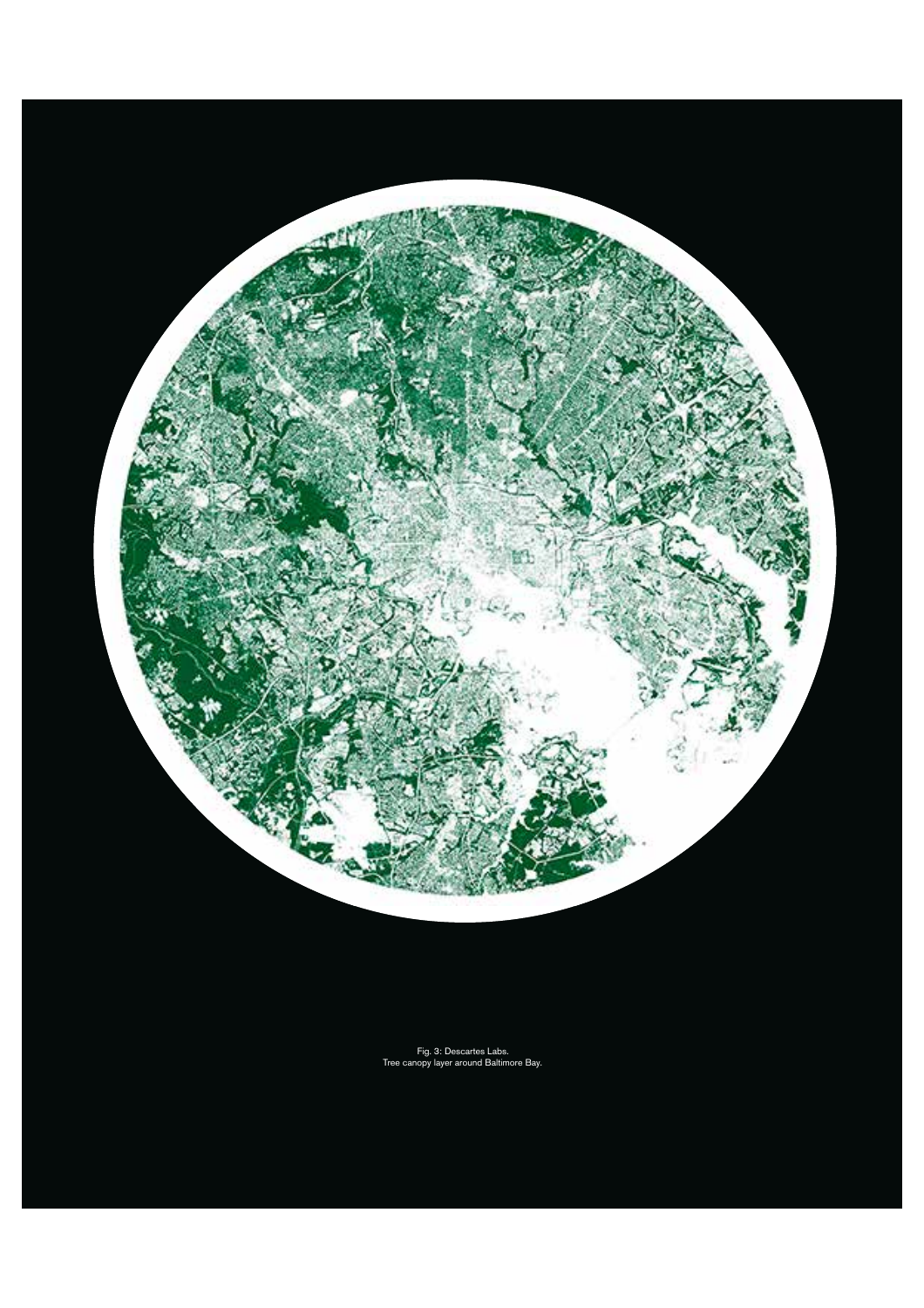Fig. 3: Descartes Labs.
Tree canopy layer around Baltimore Bay.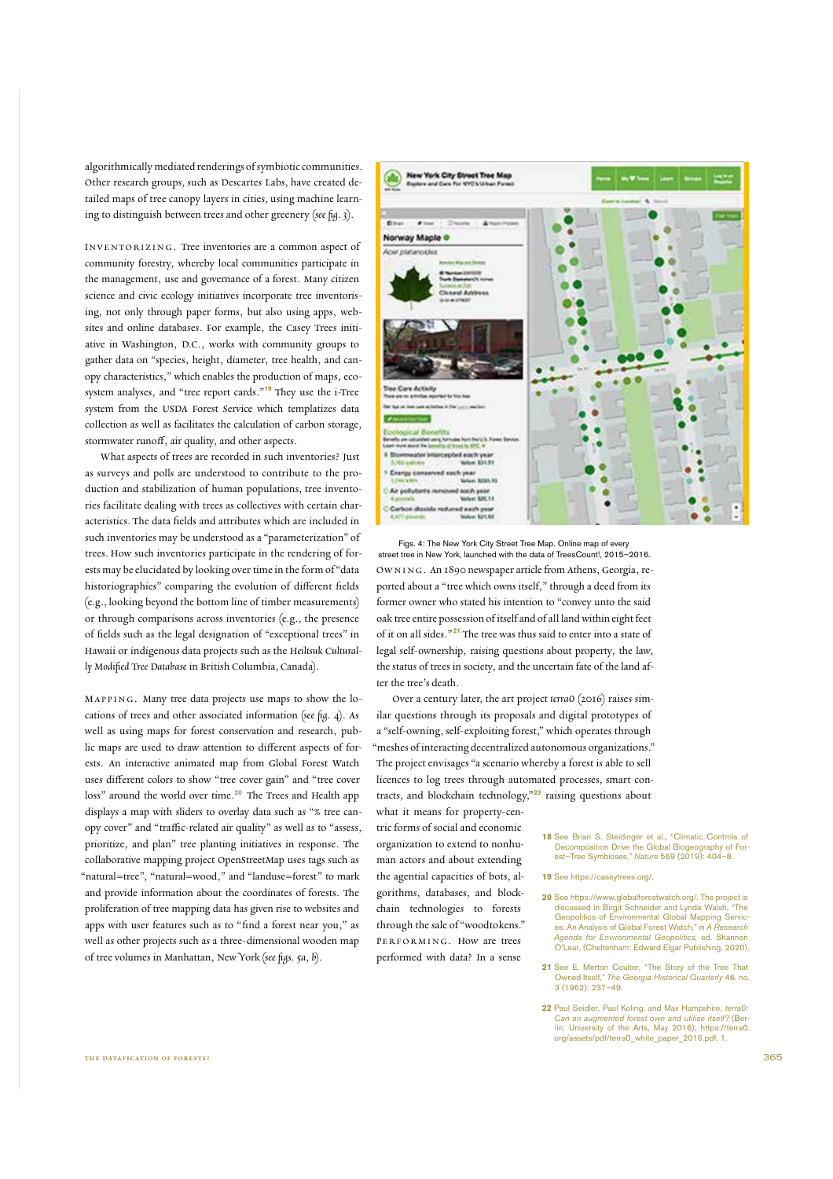algorithmically mediated renderings of symbiotic communities. Other research groups, such as Descartes Labs, have created detailed maps of tree canopy layers in cities, using machine learning to distinguish between trees and other greenery (*see fig. 3*).

INVENTORIZING. Tree inventories are a common aspect of community forestry, whereby local communities participate in the management, use and governance of a forest. Many citizen science and civic ecology initiatives incorporate tree inventorising, not only through paper forms, but also using apps, websites and online databases. For example, the Casey Trees initiative in Washington, D.C., works with community groups to gather data on "species, height, diameter, tree health, and canopy characteristics," which enables the production of maps, ecosystem analyses, and "tree report cards."[19] They use the i-Tree system from the USDA Forest Service which templatizes data collection as well as facilitates the calculation of carbon storage, stormwater runoff, air quality, and other aspects.

What aspects of trees are recorded in such inventories? Just as surveys and polls are understood to contribute to the production and stabilization of human populations, tree inventories facilitate dealing with trees as collectives with certain characteristics. The data fields and attributes which are included in such inventories may be understood as a "parameterization" of trees. How such inventories participate in the rendering of forests may be elucidated by looking over time in the form of "data historiographies" comparing the evolution of different fields (e.g., looking beyond the bottom line of timber measurements) or through comparisons across inventories (e.g., the presence of fields such as the legal designation of "exceptional trees" in Hawaii or indigenous data projects such as the *Heiltsuk Culturally Modified Tree Database* in British Columbia, Canada).

MAPPING. Many tree data projects use maps to show the locations of trees and other associated information (*see fig. 4*). As well as using maps for forest conservation and research, public maps are used to draw attention to different aspects of forests. An interactive animated map from Global Forest Watch uses different colors to show "tree cover gain" and "tree cover loss" around the world over time.[20] The Trees and Health app displays a map with sliders to overlay data such as "% tree canopy cover" and "traffic-related air quality" as well as to "assess, prioritize, and plan" tree planting initiatives in response. The collaborative mapping project OpenStreetMap uses tags such as "natural=tree", "natural=wood," and "landuse=forest" to mark and provide information about the coordinates of forests. The proliferation of tree mapping data has given rise to websites and apps with user features such as to "find a forest near you," as well as other projects such as a three-dimensional wooden map of tree volumes in Manhattan, New York (*see figs. 5a, b*).

Figs. 4: The New York City Street Tree Map. Online map of every street tree in New York, launched with the data of TreesCount!, 2015–2016.

OWNING. An 1890 newspaper article from Athens, Georgia, reported about a "tree which owns itself," through a deed from its former owner who stated his intention to "convey unto the said oak tree entire possession of itself and of all land within eight feet of it on all sides."[21] The tree was thus said to enter into a state of legal self-ownership, raising questions about property, the law, the status of trees in society, and the uncertain fate of the land after the tree's death.

Over a century later, the art project *terra0* (2016) raises similar questions through its proposals and digital prototypes of a "self-owning, self-exploiting forest," which operates through "meshes of interacting decentralized autonomous organizations." The project envisages "a scenario whereby a forest is able to sell licences to log trees through automated processes, smart contracts, and blockchain technology,"[22] raising questions about what it means for property-centric forms of social and economic organization to extend to nonhuman actors and about extending the agential capacities of bots, algorithms, databases, and blockchain technologies to forests through the sale of "woodtokens."

PERFORMING. How are trees performed with data? In a sense

---

19 See Brian S. Steidinger et al., "Climatic Controls of Decomposition Drive the Global Biogeography of Forest–Tree Symbioses," *Nature* 569 (2019): 404–8.

19 See https://caseytrees.org/.

20 See https://www.globalforestwatch.org/. The project is discussed in Birgit Schneider and Lynda Walsh, "The Geopolitics of Environmental Global Mapping Services: An Analysis of Global Forest Watch," in *A Research Agenda for Environmental Geopolitics*, ed. Shannon O'Lear, (Cheltenham: Edward Elgar Publishing, 2020).

21 See E. Merton Coulter, "The Story of the Tree That Owned Itself," *The Georgia Historical Quarterly* 46, no. 3 (1962): 237–49.

22 Paul Seidler, Paul Kolling, and Max Hampshire, *terra0: Can an augmented forest own and utilise itself?* (Berlin: University of the Arts, May 2016), https://terra0.org/assets/pdf/terra0_white_paper_2016.pdf, 1.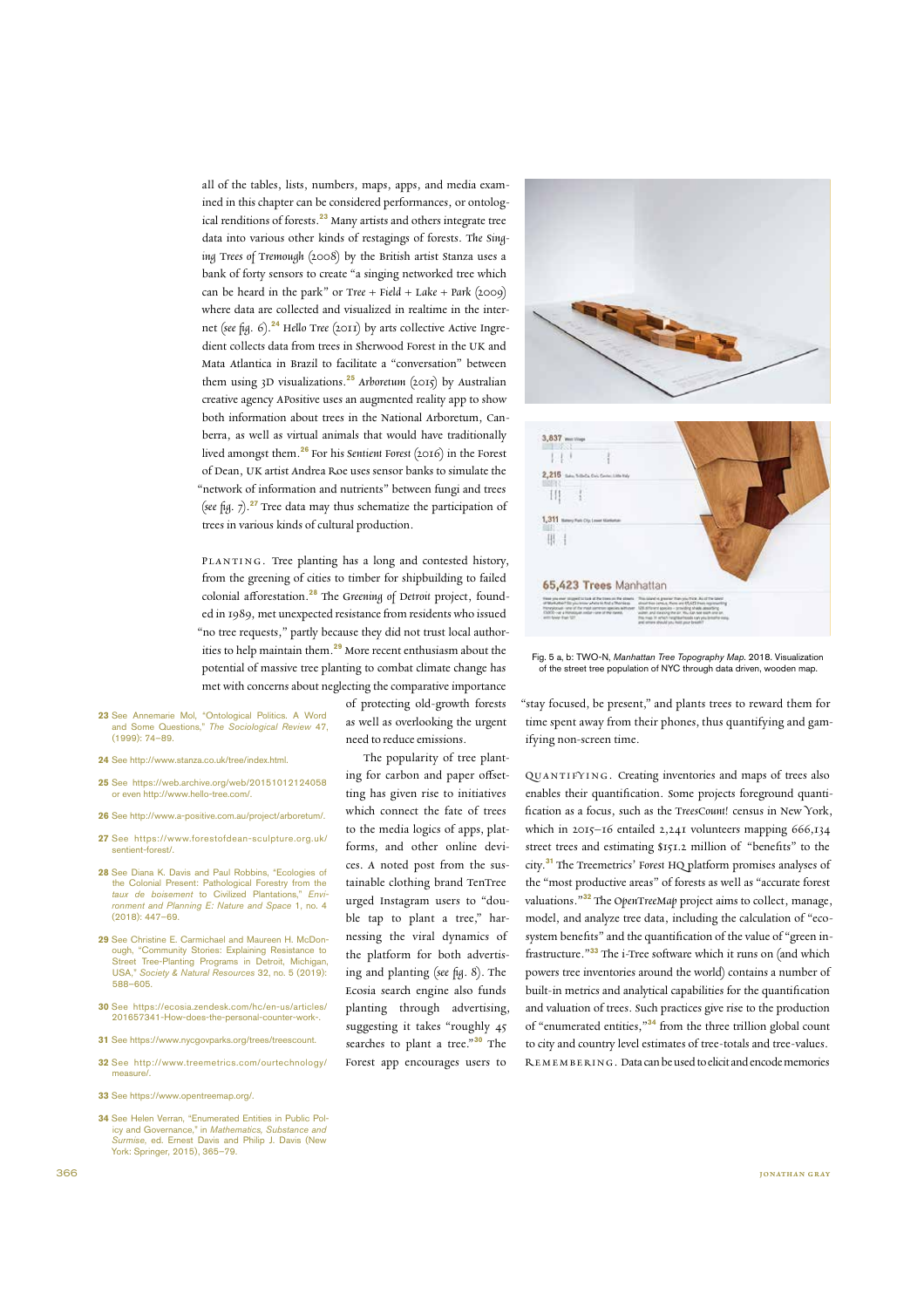all of the tables, lists, numbers, maps, apps, and media examined in this chapter can be considered performances, or ontological renditions of forests.[23] Many artists and others integrate tree data into various other kinds of restagings of forests. The *Singing Trees of Tremough* (2008) by the British artist Stanza uses a bank of forty sensors to create "a singing networked tree which can be heard in the park" or *Tree + Field + Lake + Park* (2009) where data are collected and visualized in realtime in the internet (see fig. 6).[24] *Hello Tree* (2011) by arts collective Active Ingredient collects data from trees in Sherwood Forest in the UK and Mata Atlantica in Brazil to facilitate a "conversation" between them using 3D visualizations.[25] *Arboretum* (2015) by Australian creative agency APositive uses an augmented reality app to show both information about trees in the National Arboretum, Canberra, as well as virtual animals that would have traditionally lived amongst them.[26] For his *Sentient Forest* (2016) in the Forest of Dean, UK artist Andrea Roe uses sensor banks to simulate the "network of information and nutrients" between fungi and trees (see fig. 7).[27] Tree data may thus schematize the participation of trees in various kinds of cultural production.

PLANTING. Tree planting has a long and contested history, from the greening of cities to timber for shipbuilding to failed colonial afforestation.[28] The *Greening of Detroit* project, founded in 1989, met unexpected resistance from residents who issued "no tree requests," partly because they did not trust local authorities to help maintain them.[29] More recent enthusiasm about the potential of massive tree planting to combat climate change has met with concerns about neglecting the comparative importance of protecting old-growth forests as well as overlooking the urgent need to reduce emissions.

The popularity of tree planting for carbon and paper offsetting has given rise to initiatives which connect the fate of trees to the media logics of apps, platforms, and other online devices. A noted post from the sustainable clothing brand TenTree urged Instagram users to "double tap to plant a tree," harnessing the viral dynamics of the platform for both advertising and planting (see fig. 8). The Ecosia search engine also funds planting through advertising, suggesting it takes "roughly 45 searches to plant a tree."[30] The Forest app encourages users to "stay focused, be present," and plants trees to reward them for time spent away from their phones, thus quantifying and gamifying non-screen time.

Fig. 5 a, b: TWO-N, *Manhattan Tree Topography Map*. 2018. Visualization of the street tree population of NYC through data driven, wooden map.

QUANTIFYING. Creating inventories and maps of trees also enables their quantification. Some projects foreground quantification as a focus, such as the *TreesCount!* census in New York, which in 2015–16 entailed 2,241 volunteers mapping 666,134 street trees and estimating $151.2 million of "benefits" to the city.[31] The Treemetrics' *Forest HQ* platform promises analyses of the "most productive areas" of forests as well as "accurate forest valuations."[32] The *OpenTreeMap* project aims to collect, manage, model, and analyze tree data, including the calculation of "ecosystem benefits" and the quantification of the value of "green infrastructure."[33] The i-Tree software which it runs on (and which powers tree inventories around the world) contains a number of built-in metrics and analytical capabilities for the quantification and valuation of trees. Such practices give rise to the production of "enumerated entities,"[34] from the three trillion global count to city and country level estimates of tree-totals and tree-values.

REMEMBERING. Data can be used to elicit and encode memories

23 See Annemarie Mol, "Ontological Politics. A Word and Some Questions," *The Sociological Review* 47, (1999): 74–89.

24 See http://www.stanza.co.uk/tree/index.html.

25 See https://web.archive.org/web/20151012124058 or even http://www.hello-tree.com/.

26 See http://www.a-positive.com.au/project/arboretum/.

27 See https://www.forestofdean-sculpture.org.uk/sentient-forest/.

28 See Diana K. Davis and Paul Robbins, "Ecologies of the Colonial Present: Pathological Forestry from the *taux de boisement* to Civilized Plantations," *Environment and Planning E: Nature and Space* 1, no. 4 (2018): 447–69.

29 See Christine E. Carmichael and Maureen H. McDonough, "Community Stories: Explaining Resistance to Street Tree-Planting Programs in Detroit, Michigan, USA," *Society & Natural Resources* 32, no. 5 (2019): 588–605.

30 See https://ecosia.zendesk.com/hc/en-us/articles/201657341-How-does-the-personal-counter-work-.

31 See https://www.nycgovparks.org/trees/treescount.

32 See http://www.treemetrics.com/ourtechnology/measure/.

33 See https://www.opentreemap.org/.

34 See Helen Verran, "Enumerated Entities in Public Policy and Governance," in *Mathematics, Substance and Surmise*, ed. Ernest Davis and Philip J. Davis (New York: Springer, 2015), 365–79.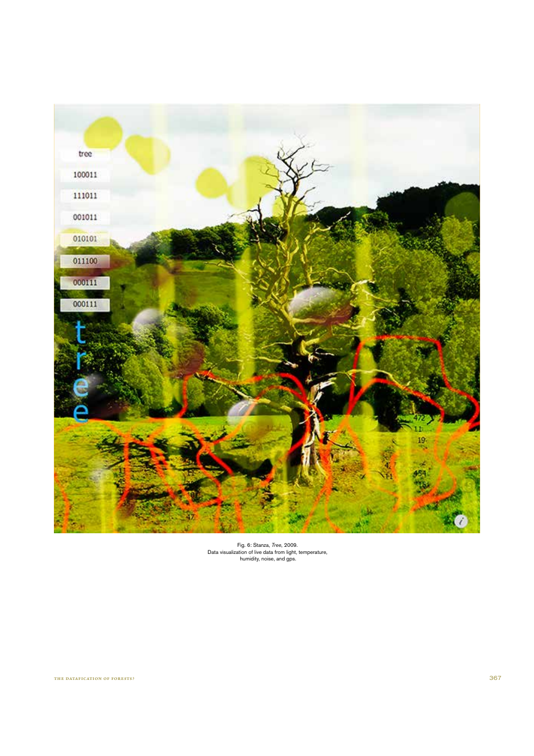Fig. 6: Stanza, *Tree*, 2009.
Data visualization of live data from light, temperature, humidity, noise, and gps.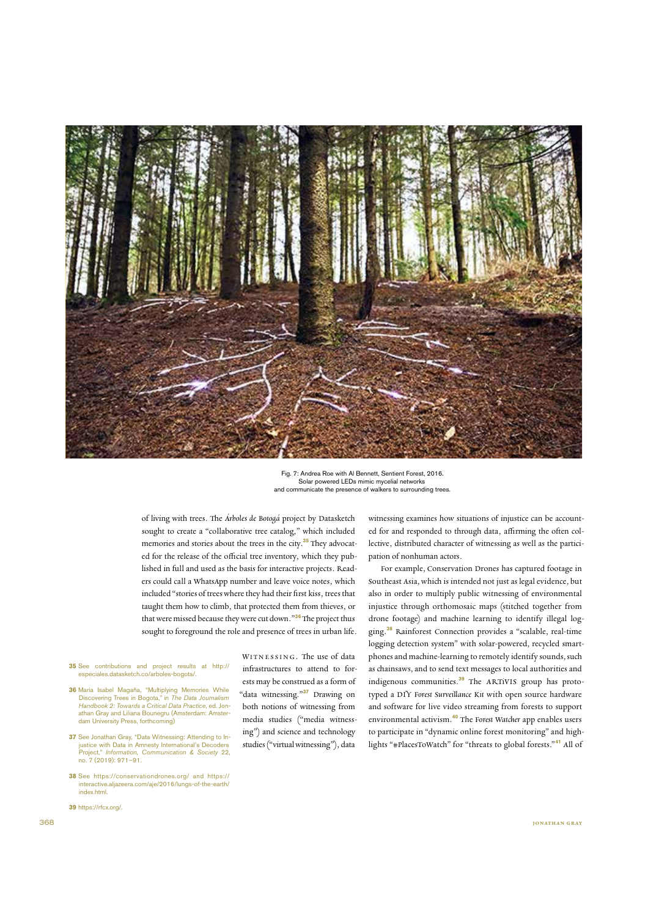Fig. 7: Andrea Roe with Al Bennett, Sentient Forest, 2016. Solar powered LEDs mimic mycelial networks and communicate the presence of walkers to surrounding trees.

of living with trees. The *Árboles de Botogá* project by Datasketch sought to create a "collaborative tree catalog," which included memories and stories about the trees in the city.[35] They advocated for the release of the official tree inventory, which they published in full and used as the basis for interactive projects. Readers could call a WhatsApp number and leave voice notes, which included "stories of trees where they had their first kiss, trees that taught them how to climb, that protected them from thieves, or that were missed because they were cut down."[36] The project thus sought to foreground the role and presence of trees in urban life.

WITNESSING. The use of data infrastructures to attend to forests may be construed as a form of "data witnessing."[37] Drawing on both notions of witnessing from media studies ("media witnessing") and science and technology studies ("virtual witnessing"), data witnessing examines how situations of injustice can be accounted for and responded to through data, affirming the often collective, distributed character of witnessing as well as the participation of nonhuman actors.

For example, Conservation Drones has captured footage in Southeast Asia, which is intended not just as legal evidence, but also in order to multiply public witnessing of environmental injustice through orthomosaic maps (stitched together from drone footage) and machine learning to identify illegal logging.[38] Rainforest Connection provides a "scalable, real-time logging detection system" with solar-powered, recycled smartphones and machine-learning to remotely identify sounds, such as chainsaws, and to send text messages to local authorities and indigenous communities.[39] The ARTiVIS group has prototyped a DIY *Forest Surveillance* Kit with open source hardware and software for live video streaming from forests to support environmental activism.[40] The *Forest Watcher* app enables users to participate in "dynamic online forest monitoring" and highlights "#PlacesToWatch" for "threats to global forests."[41] All of

35 See contributions and project results at http://especiales.datasketch.co/arboles-bogota/.

36 Maria Isabel Magaña, "Multiplying Memories While Discovering Trees in Bogota," in *The Data Journalism Handbook 2: Towards a Critical Data Practice*, ed. Jonathan Gray and Liliana Bounegru (Amsterdam: Amsterdam University Press, forthcoming).

37 See Jonathan Gray, "Data Witnessing: Attending to Injustice with Data in Amnesty International's Decoders Project," *Information, Communication & Society* 22, no. 7 (2019): 971–91.

38 See https://conservationdrones.org/ and https://interactive.aljazeera.com/aje/2016/lungs-of-the-earth/index.html.

39 https://rfcx.org/.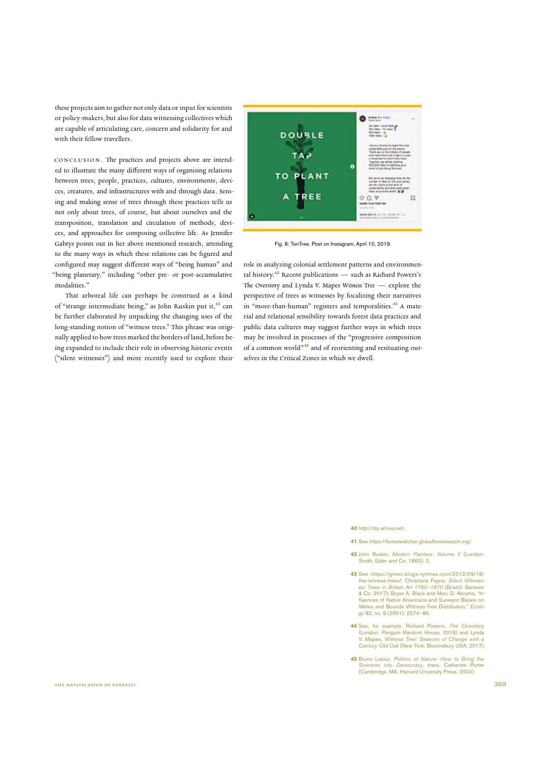these projects aim to gather not only data or input for scientists or policy-makers, but also for data witnessing collectives which are capable of articulating care, concern and solidarity for and with their fellow travellers.

CONCLUSION. The practices and projects above are intended to illustrate the many different ways of organising relations between trees, people, practices, cultures, environments, devices, creatures, and infrastructures with and through data. Sensing and making sense of trees through these practices tells us not only about trees, of course, but about ourselves and the transposition, translation and circulation of methods, devices, and approaches for composing collective life. As Jennifer Gabrys points out in her above mentioned research, attending to the many ways in which these relations can be figured and configured may suggest different ways of "being human" and "being planetary," including "other pre- or post-accumulative modalities."

That arboreal life can perhaps be construed as a kind of "strange intermediate being," as John Ruskin put it,[42] can be further elaborated by unpacking the changing uses of the long-standing notion of "witness trees." This phrase was originally applied to how trees marked the borders of land, before being expanded to include their role in observing historic events ("silent witnesses") and more recently used to explore their role in analyzing colonial settlement patterns and environmental history.[43] Recent publications — such as Richard Powers's *The Overstory* and Lynda V. Mapes *Witness Tree* — explore the perspective of trees as witnesses by focalizing their narratives in "more-than-human" registers and temporalities.[44] A material and relational sensibility towards forest data practices and public data cultures may suggest further ways in which trees may be involved in processes of the "progressive composition of a common world"[45] and of reorienting and resituating ourselves in the Critical Zones in which we dwell.

Fig. 8: TenTree. Post on Instagram, April 10, 2019.

40 http://diy.artivis.net/.

41 See https://forestwatcher.globalforestwatch.org/.

42 John Ruskin, *Modern Painters: Volume V* (London: Smith, Elder and Co, 1860), 2.

43 See https://green.blogs.nytimes.com/2012/09/18/the-witness-trees/; Christiana Payne, *Silent Witnesses: Trees in British Art 1760–1870* (Bristol: Sansom & Co. 2017); Bryan A. Black and Marc D. Abrams, "Influences of Native Americans and Surveyor Biases on Metes and Bounds Witness-Tree Distribution," *Ecology* 82, no. 9 (2001): 2574–86.

44 See, for example, Richard Powers, *The Overstory* (London: Penguin Random House, 2018) and Lynda V. Mapes, *Witness Tree: Seasons of Change with a Century-Old Oak* (New York: Bloomsbury USA, 2017).

45 Bruno Latour, *Politics of Nature: How to Bring the Sciences into Democracy*, trans. Catherine Porter (Cambridge, MA: Harvard University Press, 2004).